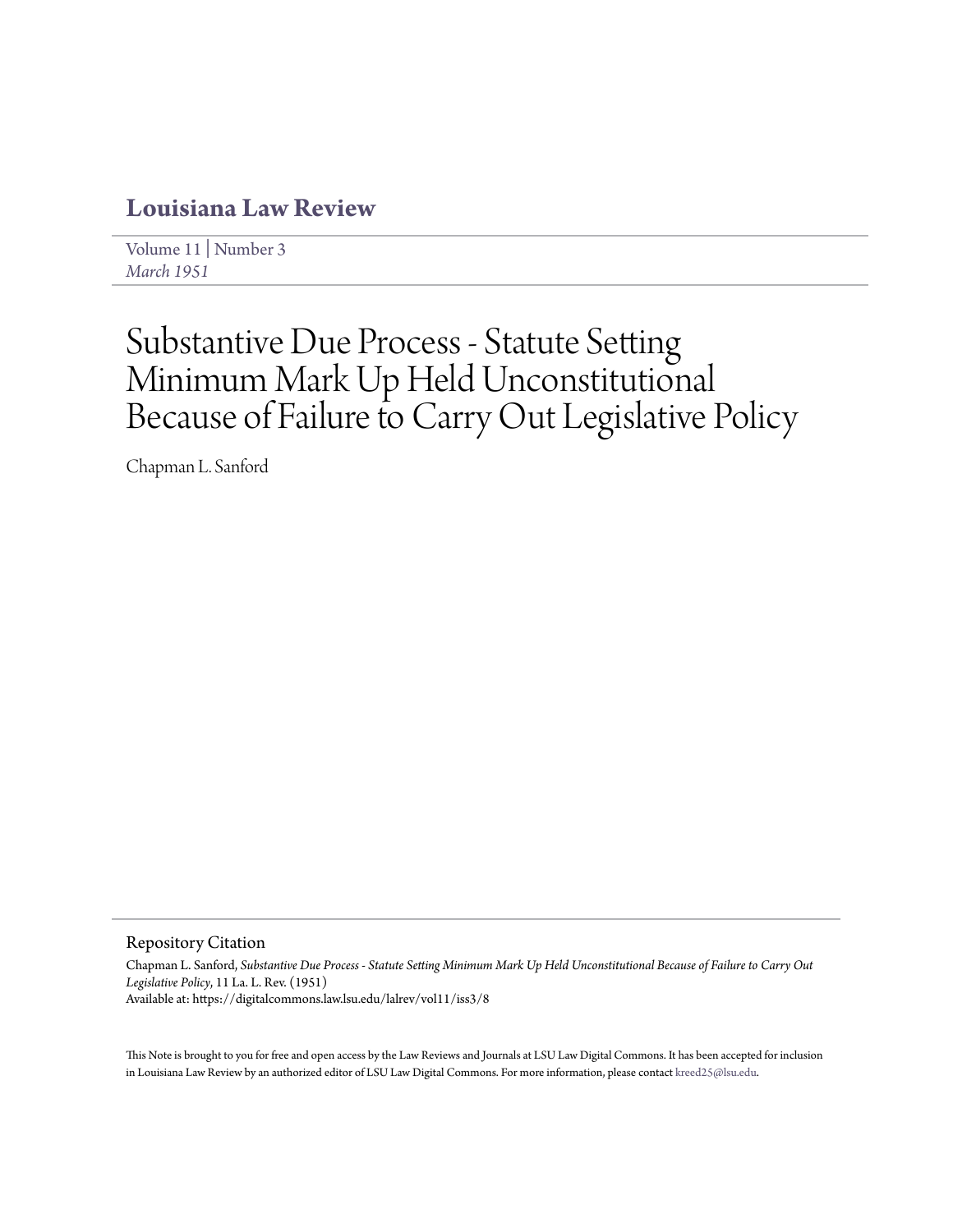# Louisiana Law Review

Volume 11 | Number 3
*March 1951*

# Substantive Due Process - Statute Setting Minimum Mark Up Held Unconstitutional Because of Failure to Carry Out Legislative Policy

Chapman L. Sanford

## Repository Citation

Chapman L. Sanford, *Substantive Due Process - Statute Setting Minimum Mark Up Held Unconstitutional Because of Failure to Carry Out Legislative Policy*, 11 La. L. Rev. (1951)
Available at: https://digitalcommons.law.lsu.edu/lalrev/vol11/iss3/8

This Note is brought to you for free and open access by the Law Reviews and Journals at LSU Law Digital Commons. It has been accepted for inclusion in Louisiana Law Review by an authorized editor of LSU Law Digital Commons. For more information, please contact kreed25@lsu.edu.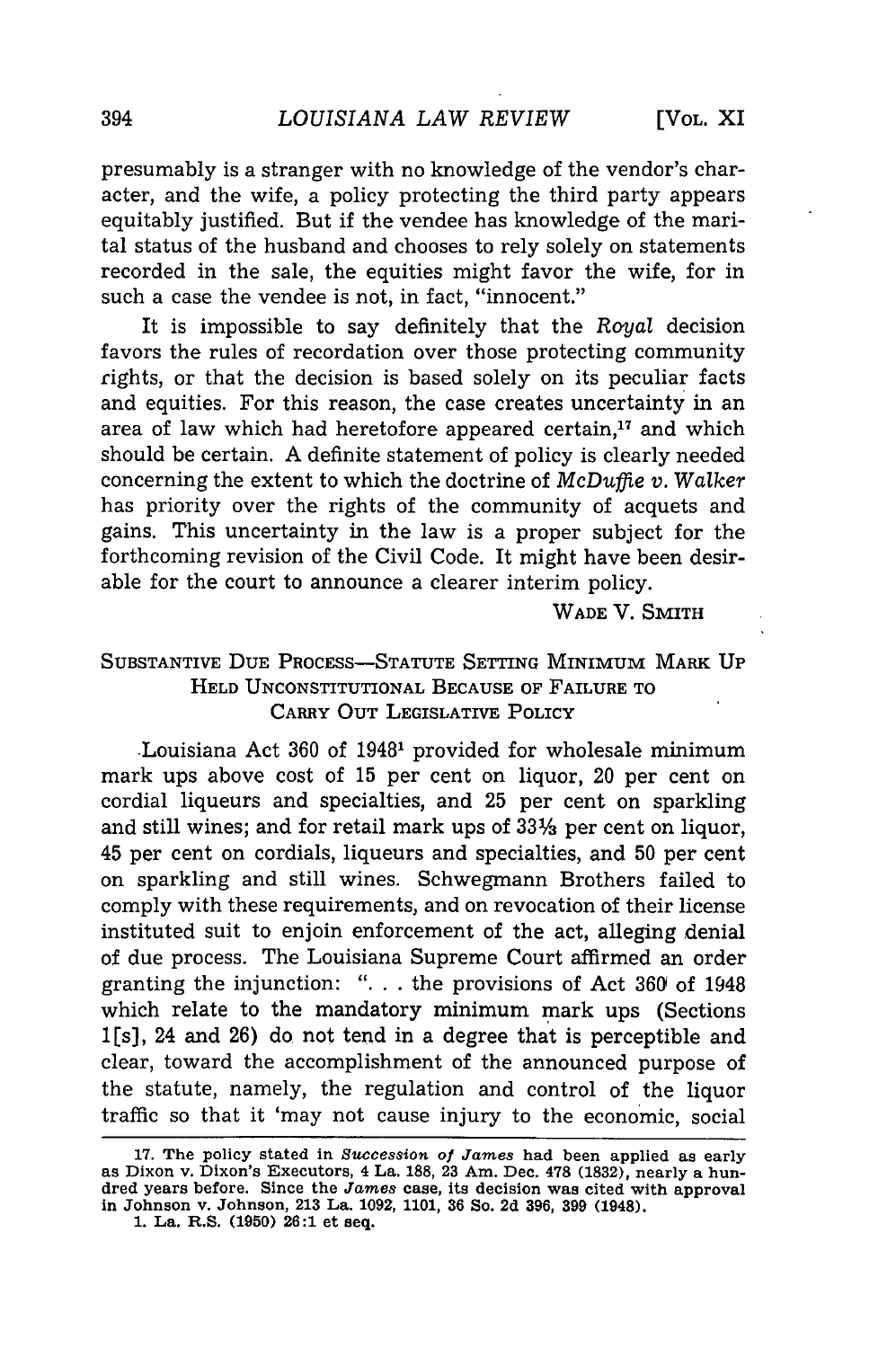presumably is a stranger with no knowledge of the vendor's character, and the wife, a policy protecting the third party appears equitably justified. But if the vendee has knowledge of the marital status of the husband and chooses to rely solely on statements recorded in the sale, the equities might favor the wife, for in such a case the vendee is not, in fact, "innocent."

It is impossible to say definitely that the *Royal* decision favors the rules of recordation over those protecting community rights, or that the decision is based solely on its peculiar facts and equities. For this reason, the case creates uncertainty in an area of law which had heretofore appeared certain,[17] and which should be certain. A definite statement of policy is clearly needed concerning the extent to which the doctrine of *McDuffie v. Walker* has priority over the rights of the community of acquets and gains. This uncertainty in the law is a proper subject for the forthcoming revision of the Civil Code. It might have been desirable for the court to announce a clearer interim policy.

WADE V. SMITH

## SUBSTANTIVE DUE PROCESS—STATUTE SETTING MINIMUM MARK UP HELD UNCONSTITUTIONAL BECAUSE OF FAILURE TO CARRY OUT LEGISLATIVE POLICY

Louisiana Act 360 of 1948[1] provided for wholesale minimum mark ups above cost of 15 per cent on liquor, 20 per cent on cordial liqueurs and specialties, and 25 per cent on sparkling and still wines; and for retail mark ups of 33⅓ per cent on liquor, 45 per cent on cordials, liqueurs and specialties, and 50 per cent on sparkling and still wines. Schwegmann Brothers failed to comply with these requirements, and on revocation of their license instituted suit to enjoin enforcement of the act, alleging denial of due process. The Louisiana Supreme Court affirmed an order granting the injunction: ". . . the provisions of Act 360 of 1948 which relate to the mandatory minimum mark ups (Sections 1[s], 24 and 26) do not tend in a degree that is perceptible and clear, toward the accomplishment of the announced purpose of the statute, namely, the regulation and control of the liquor traffic so that it 'may not cause injury to the economic, social

---

17. The policy stated in *Succession of James* had been applied as early as Dixon v. Dixon's Executors, 4 La. 188, 23 Am. Dec. 478 (1832), nearly a hundred years before. Since the *James* case, its decision was cited with approval in Johnson v. Johnson, 213 La. 1092, 1101, 36 So. 2d 396, 399 (1948).

1. La. R.S. (1950) 26:1 et seq.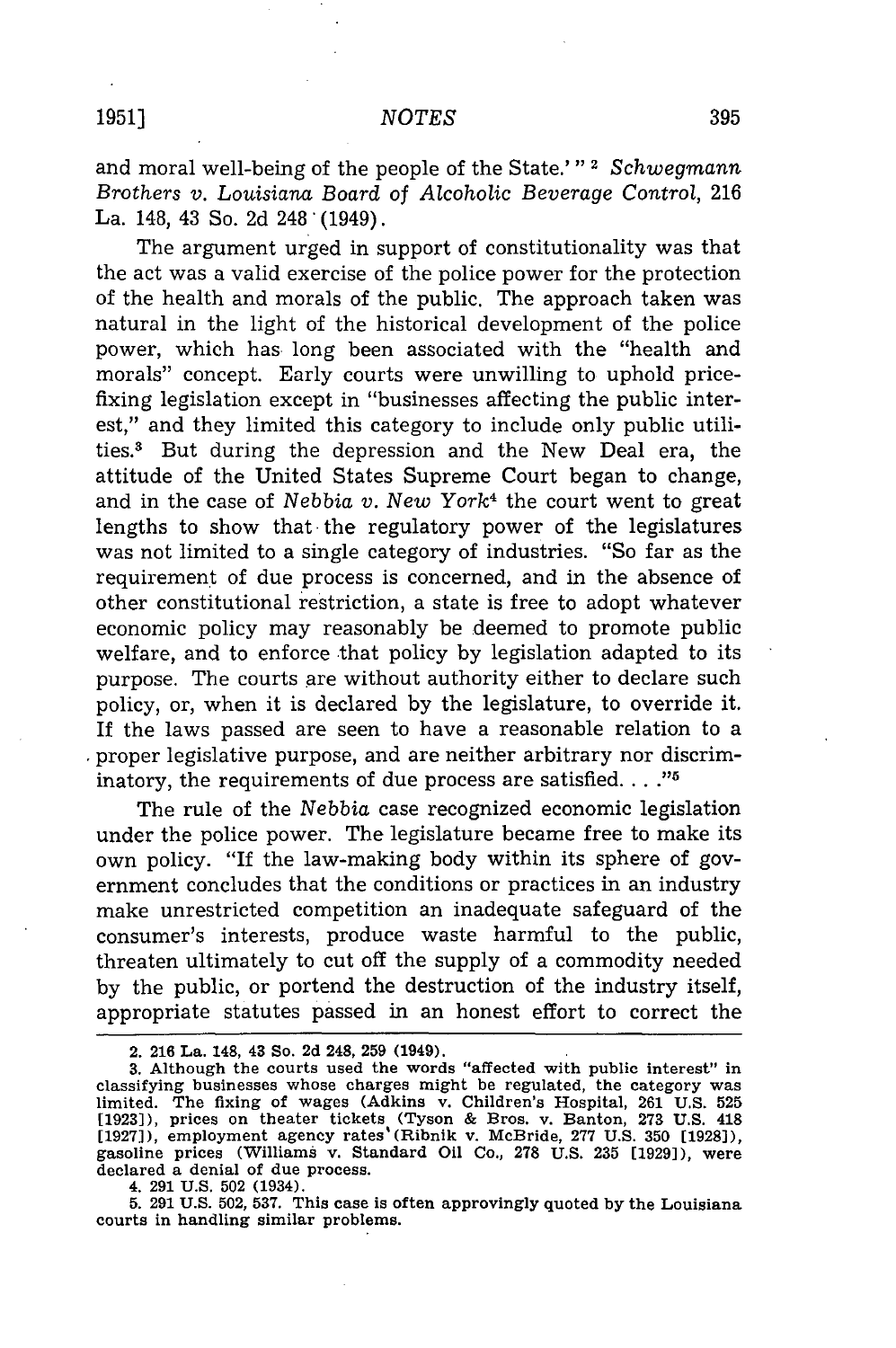and moral well-being of the people of the State.'"[2] *Schwegmann Brothers v. Louisiana Board of Alcoholic Beverage Control*, 216 La. 148, 43 So. 2d 248 (1949).

The argument urged in support of constitutionality was that the act was a valid exercise of the police power for the protection of the health and morals of the public. The approach taken was natural in the light of the historical development of the police power, which has long been associated with the "health and morals" concept. Early courts were unwilling to uphold price-fixing legislation except in "businesses affecting the public interest," and they limited this category to include only public utilities.[3] But during the depression and the New Deal era, the attitude of the United States Supreme Court began to change, and in the case of *Nebbia v. New York*[4] the court went to great lengths to show that the regulatory power of the legislatures was not limited to a single category of industries. "So far as the requirement of due process is concerned, and in the absence of other constitutional restriction, a state is free to adopt whatever economic policy may reasonably be deemed to promote public welfare, and to enforce that policy by legislation adapted to its purpose. The courts are without authority either to declare such policy, or, when it is declared by the legislature, to override it. If the laws passed are seen to have a reasonable relation to a proper legislative purpose, and are neither arbitrary nor discriminatory, the requirements of due process are satisfied. . . ."[5]

The rule of the *Nebbia* case recognized economic legislation under the police power. The legislature became free to make its own policy. "If the law-making body within its sphere of government concludes that the conditions or practices in an industry make unrestricted competition an inadequate safeguard of the consumer's interests, produce waste harmful to the public, threaten ultimately to cut off the supply of a commodity needed by the public, or portend the destruction of the industry itself, appropriate statutes passed in an honest effort to correct the

2. 216 La. 148, 43 So. 2d 248, 259 (1949).

3. Although the courts used the words "affected with public interest" in classifying businesses whose charges might be regulated, the category was limited. The fixing of wages (Adkins v. Children's Hospital, 261 U.S. 525 [1923]), prices on theater tickets (Tyson & Bros. v. Banton, 273 U.S. 418 [1927]), employment agency rates (Ribnik v. McBride, 277 U.S. 350 [1928]), gasoline prices (Williams v. Standard Oil Co., 278 U.S. 235 [1929]), were declared a denial of due process.

4. 291 U.S. 502 (1934).

5. 291 U.S. 502, 537. This case is often approvingly quoted by the Louisiana courts in handling similar problems.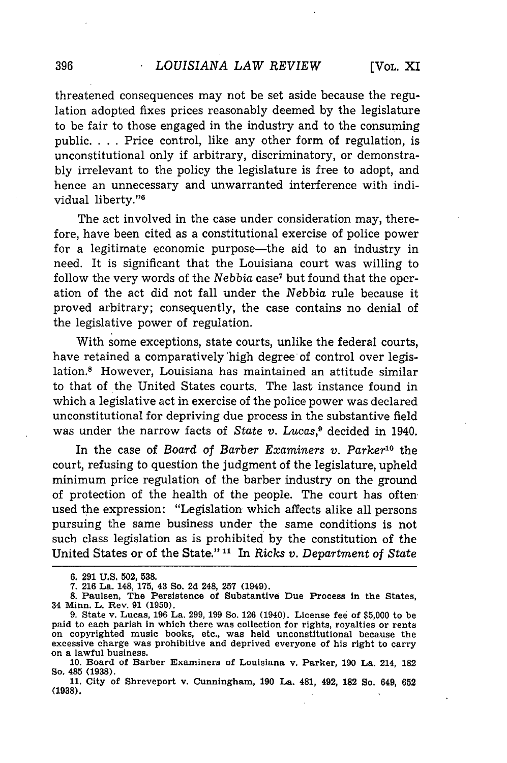threatened consequences may not be set aside because the regulation adopted fixes prices reasonably deemed by the legislature to be fair to those engaged in the industry and to the consuming public. . . . Price control, like any other form of regulation, is unconstitutional only if arbitrary, discriminatory, or demonstrably irrelevant to the policy the legislature is free to adopt, and hence an unnecessary and unwarranted interference with individual liberty."[6]

The act involved in the case under consideration may, therefore, have been cited as a constitutional exercise of police power for a legitimate economic purpose—the aid to an industry in need. It is significant that the Louisiana court was willing to follow the very words of the *Nebbia* case[7] but found that the operation of the act did not fall under the *Nebbia* rule because it proved arbitrary; consequently, the case contains no denial of the legislative power of regulation.

With some exceptions, state courts, unlike the federal courts, have retained a comparatively high degree of control over legislation.[8] However, Louisiana has maintained an attitude similar to that of the United States courts. The last instance found in which a legislative act in exercise of the police power was declared unconstitutional for depriving due process in the substantive field was under the narrow facts of *State v. Lucas*,[9] decided in 1940.

In the case of *Board of Barber Examiners v. Parker*[10] the court, refusing to question the judgment of the legislature, upheld minimum price regulation of the barber industry on the ground of protection of the health of the people. The court has often used the expression: "Legislation which affects alike all persons pursuing the same business under the same conditions is not such class legislation as is prohibited by the constitution of the United States or of the State."[11] In *Ricks v. Department of State*

---

6. 291 U.S. 502, 538.

7. 216 La. 148, 175, 43 So. 2d 248, 257 (1949).

8. Paulsen, The Persistence of Substantive Due Process in the States, 34 Minn. L. Rev. 91 (1950).

9. State v. Lucas, 196 La. 299, 199 So. 126 (1940). License fee of $5,000 to be paid to each parish in which there was collection for rights, royalties or rents on copyrighted music books, etc., was held unconstitutional because the excessive charge was prohibitive and deprived everyone of his right to carry on a lawful business.

10. Board of Barber Examiners of Louisiana v. Parker, 190 La. 214, 182 So. 485 (1938).

11. City of Shreveport v. Cunningham, 190 La. 481, 492, 182 So. 649, 652 (1938).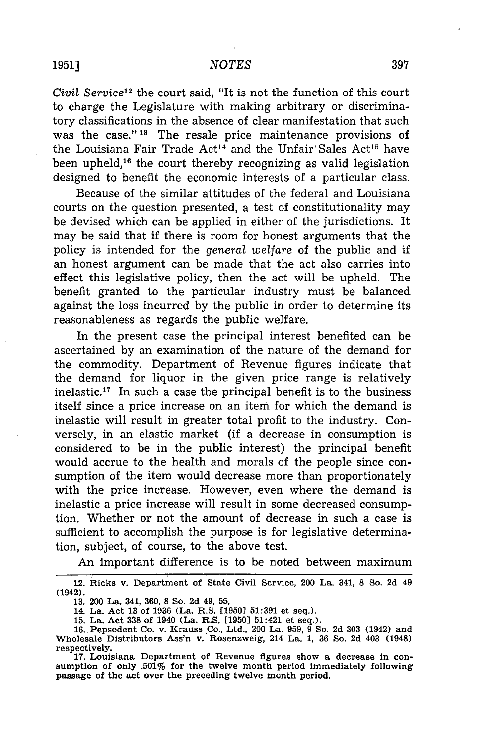*Civil Service*[12] the court said, "It is not the function of this court to charge the Legislature with making arbitrary or discriminatory classifications in the absence of clear manifestation that such was the case."[13] The resale price maintenance provisions of the Louisiana Fair Trade Act[14] and the Unfair Sales Act[15] have been upheld,[16] the court thereby recognizing as valid legislation designed to benefit the economic interests of a particular class.

Because of the similar attitudes of the federal and Louisiana courts on the question presented, a test of constitutionality may be devised which can be applied in either of the jurisdictions. It may be said that if there is room for honest arguments that the policy is intended for the *general welfare* of the public and if an honest argument can be made that the act also carries into effect this legislative policy, then the act will be upheld. The benefit granted to the particular industry must be balanced against the loss incurred by the public in order to determine its reasonableness as regards the public welfare.

In the present case the principal interest benefited can be ascertained by an examination of the nature of the demand for the commodity. Department of Revenue figures indicate that the demand for liquor in the given price range is relatively inelastic.[17] In such a case the principal benefit is to the business itself since a price increase on an item for which the demand is inelastic will result in greater total profit to the industry. Conversely, in an elastic market (if a decrease in consumption is considered to be in the public interest) the principal benefit would accrue to the health and morals of the people since consumption of the item would decrease more than proportionately with the price increase. However, even where the demand is inelastic a price increase will result in some decreased consumption. Whether or not the amount of decrease in such a case is sufficient to accomplish the purpose is for legislative determination, subject, of course, to the above test.

An important difference is to be noted between maximum

---

12. Ricks v. Department of State Civil Service, 200 La. 341, 8 So. 2d 49 (1942).

13. 200 La. 341, 360, 8 So. 2d 49, 55.

14. La. Act 13 of 1936 (La. R.S. [1950] 51:391 et seq.).

15. La. Act 338 of 1940 (La. R.S. [1950] 51:421 et seq.).

16. Pepsodent Co. v. Krauss Co., Ltd., 200 La. 959, 9 So. 2d 303 (1942) and Wholesale Distributors Ass'n v. Rosenzweig, 214 La. 1, 36 So. 2d 403 (1948) respectively.

17. Louisiana Department of Revenue figures show a decrease in consumption of only .501% for the twelve month period immediately following passage of the act over the preceding twelve month period.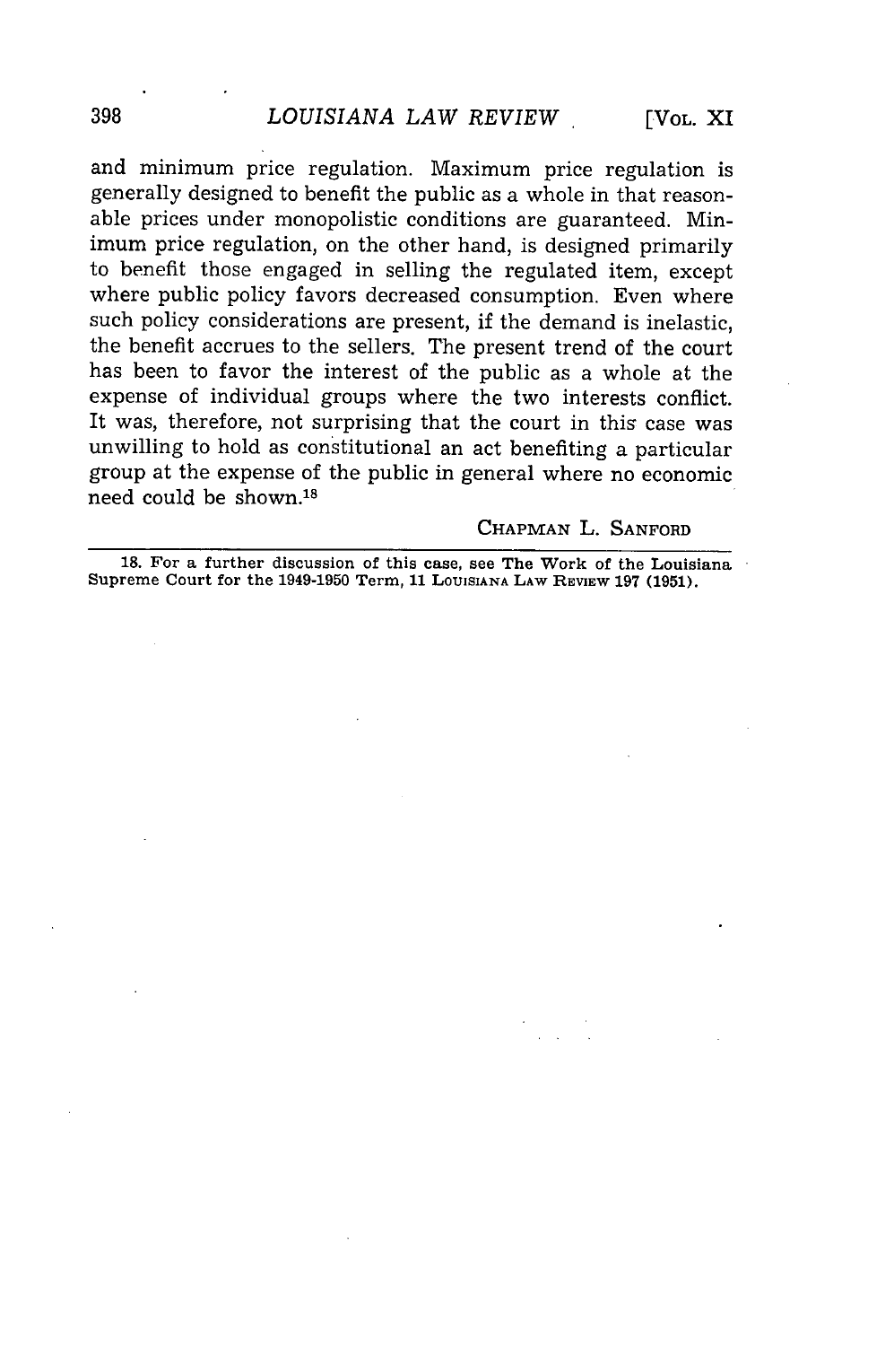and minimum price regulation. Maximum price regulation is generally designed to benefit the public as a whole in that reasonable prices under monopolistic conditions are guaranteed. Minimum price regulation, on the other hand, is designed primarily to benefit those engaged in selling the regulated item, except where public policy favors decreased consumption. Even where such policy considerations are present, if the demand is inelastic, the benefit accrues to the sellers. The present trend of the court has been to favor the interest of the public as a whole at the expense of individual groups where the two interests conflict. It was, therefore, not surprising that the court in this case was unwilling to hold as constitutional an act benefiting a particular group at the expense of the public in general where no economic need could be shown.[18]

CHAPMAN L. SANFORD

18. For a further discussion of this case, see The Work of the Louisiana Supreme Court for the 1949-1950 Term, 11 LOUISIANA LAW REVIEW 197 (1951).